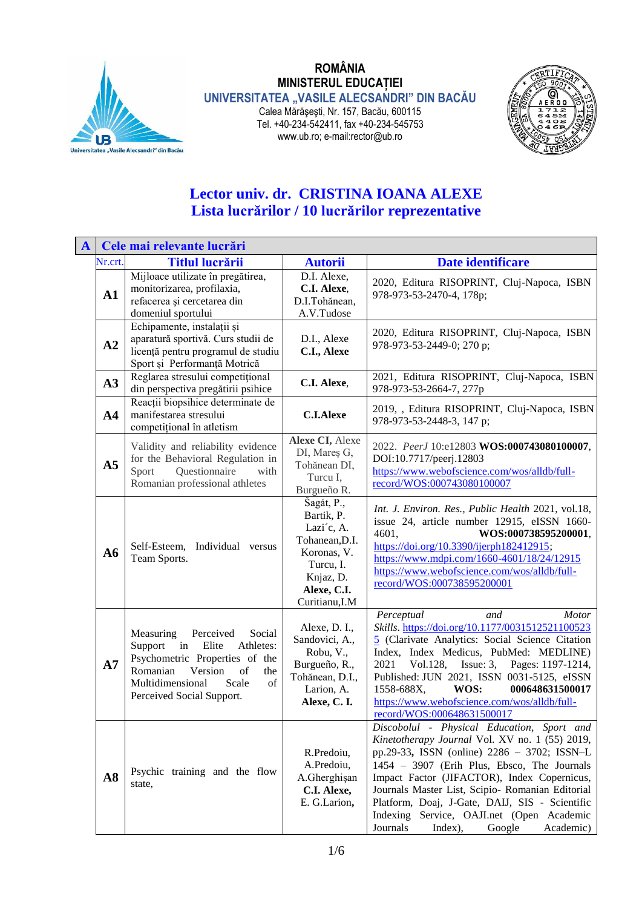**ROMÂNIA**
**MINISTERUL EDUCAȚIEI**
**UNIVERSITATEA „VASILE ALECSANDRI" DIN BACĂU**
Calea Mărăşeşti, Nr. 157, Bacău, 600115
Tel. +40-234-542411, fax +40-234-545753
www.ub.ro; e-mail:rector@ub.ro

# Lector univ. dr. CRISTINA IOANA ALEXE
## Lista lucrărilor / 10 lucrărilor reprezentative

| **A** | **Cele mai relevante lucrări** | | |
|---|---|---|---|
| Nr.crt. | **Titlul lucrării** | **Autorii** | **Date identificare** |
| **A1** | Mijloace utilizate în pregătirea, monitorizarea, profilaxia, refacerea şi cercetarea din domeniul sportului | D.I. Alexe, **C.I. Alexe,** D.I.Tohănean, A.V.Tudose | 2020, Editura RISOPRINT, Cluj-Napoca, ISBN 978-973-53-2470-4, 178p; |
| **A2** | Echipamente, instalații și aparatură sportivă. Curs studii de licență pentru programul de studiu Sport și Performanță Motrică | D.I., Alexe **C.I., Alexe** | 2020, Editura RISOPRINT, Cluj-Napoca, ISBN 978-973-53-2449-0; 270 p; |
| **A3** | Reglarea stresului competițional din perspectiva pregătirii psihice | **C.I. Alexe,** | 2021, Editura RISOPRINT, Cluj-Napoca, ISBN 978-973-53-2664-7, 277p |
| **A4** | Reacții biopsihice determinate de manifestarea stresului competițional în atletism | **C.I.Alexe** | 2019, , Editura RISOPRINT, Cluj-Napoca, ISBN 978-973-53-2448-3, 147 p; |
| **A5** | Validity and reliability evidence for the Behavioral Regulation in Sport Questionnaire with Romanian professional athletes | **Alexe CI,** Alexe DI, Mareş G, Tohănean DI, Turcu I, Burgueño R. | 2022. *PeerJ* 10:e12803 **WOS:000743080100007**, DOI:10.7717/peerj.12803 https://www.webofscience.com/wos/alldb/full-record/WOS:000743080100007 |
| **A6** | Self-Esteem, Individual versus Team Sports. | Šagát, P., Bartik, P. Lazi´c, A. Tohanean,D.I. Koronas, V. Turcu, I. Knjaz, D. **Alexe, C.I.** Curitianu,I.M | *Int. J. Environ. Res., Public Health* 2021, vol.18, issue 24, article number 12915, eISSN 1660-4601, **WOS:000738595200001**, https://doi.org/10.3390/ijerph182412915; https://www.mdpi.com/1660-4601/18/24/12915 https://www.webofscience.com/wos/alldb/full-record/WOS:000738595200001 |
| **A7** | Measuring Perceived Social Support in Elite Athletes: Psychometric Properties of the Romanian Version of the Multidimensional Scale of Perceived Social Support. | Alexe, D. I., Sandovici, A., Robu, V., Burgueño, R., Tohănean, D.I., Larion, A. **Alexe, C. I.** | *Perceptual and Motor Skills.* https://doi.org/10.1177/00315125211005235 (Clarivate Analytics: Social Science Citation Index, Index Medicus, PubMed: MEDLINE) 2021 Vol.128, Issue: 3, Pages: 1197-1214, Published: JUN 2021, ISSN 0031-5125, eISSN 1558-688X, **WOS: 000648631500017** https://www.webofscience.com/wos/alldb/full-record/WOS:000648631500017 |
| **A8** | Psychic training and the flow state, | R.Predoiu, A.Predoiu, A.Gherghişan **C.I. Alexe,** E. G.Larion**,** | *Discobolul - Physical Education, Sport and Kinetotherapy Journal* Vol. XV no. 1 (55) 2019, pp.29-33**,** ISSN (online) 2286 – 3702; ISSN–L 1454 – 3907 (Erih Plus, Ebsco, The Journals Impact Factor (JIFACTOR), Index Copernicus, Journals Master List, Scipio- Romanian Editorial Platform, Doaj, J-Gate, DAIJ, SIS - Scientific Indexing Service, OAJI.net (Open Academic Journals Index), Google Academic) |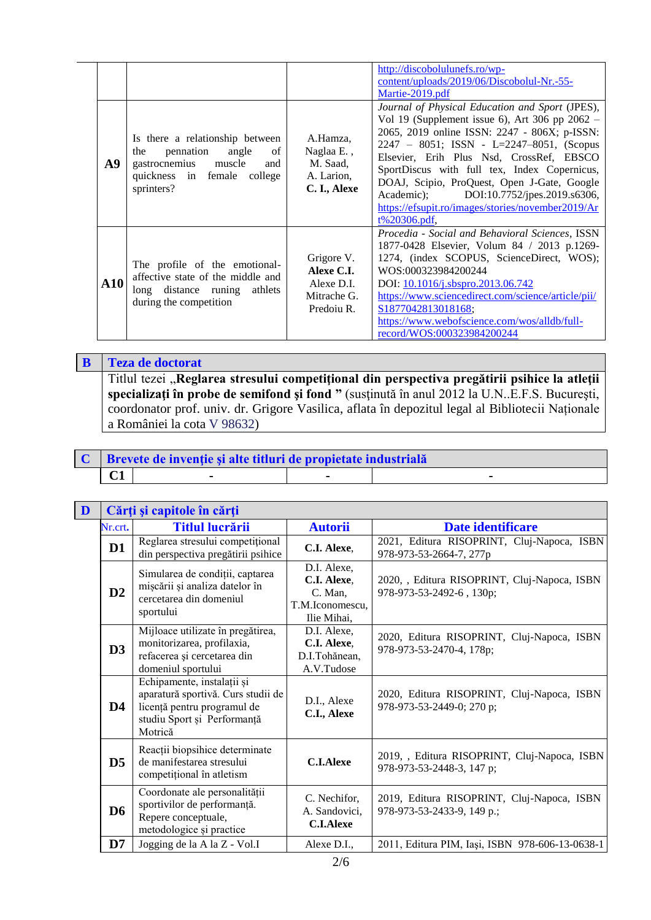| | | | |
|---|---|---|---|
| | | | http://discobolulunefs.ro/wp-content/uploads/2019/06/Discobolul-Nr.-55-Martie-2019.pdf |
| **A9** | Is there a relationship between the pennation angle of gastrocnemius muscle and quickness in female college sprinters? | A.Hamza, Naglaa E. , M. Saad, A. Larion, **C. I., Alexe** | *Journal of Physical Education and Sport* (JPES), Vol 19 (Supplement issue 6), Art 306 pp 2062 – 2065, 2019 online ISSN: 2247 - 806X; p-ISSN: 2247 – 8051; ISSN - L=2247–8051, (Scopus Elsevier, Erih Plus Nsd, CrossRef, EBSCO SportDiscus with full tex, Index Copernicus, DOAJ, Scipio, ProQuest, Open J-Gate, Google Academic); DOI:10.7752/jpes.2019.s6306, https://efsupit.ro/images/stories/november2019/Art%20306.pdf, |
| **A10** | The profile of the emotional-affective state of the middle and long distance runing athlets during the competition | Grigore V. **Alexe C.I.** Alexe D.I. Mitrache G. Predoiu R. | *Procedia - Social and Behavioral Sciences*, ISSN 1877-0428 Elsevier, Volum 84 / 2013 p.1269-1274, (index SCOPUS, ScienceDirect, WOS); WOS:000323984200244 DOI: 10.1016/j.sbspro.2013.06.742 https://www.sciencedirect.com/science/article/pii/S1877042813018168; https://www.webofscience.com/wos/alldb/full-record/WOS:000323984200244 |

## B Teza de doctorat

Titlul tezei „**Reglarea stresului competițional din perspectiva pregătirii psihice la atleții specializați în probe de semifond și fond** ” (susținută în anul 2012 la U.N..E.F.S. București, coordonator prof. univ. dr. Grigore Vasilica, aflata în depozitul legal al Bibliotecii Naționale a României la cota V 98632)

## C Brevete de invenție şi alte titluri de propietate industrială

| | | | |
|---|---|---|---|
| **C1** | - | - | - |

## D Cărți şi capitole în cărți

| Nr.crt. | Titlul lucrării | Autorii | Date identificare |
|---|---|---|---|
| **D1** | Reglarea stresului competițional din perspectiva pregătirii psihice | **C.I. Alexe**, | 2021, Editura RISOPRINT, Cluj-Napoca, ISBN 978-973-53-2664-7, 277p |
| **D2** | Simularea de condiții, captarea mișcării și analiza datelor în cercetarea din domeniul sportului | D.I. Alexe, **C.I. Alexe**, C. Man, T.M.Iconomescu, Ilie Mihai, | 2020, , Editura RISOPRINT, Cluj-Napoca, ISBN 978-973-53-2492-6 , 130p; |
| **D3** | Mijloace utilizate în pregătirea, monitorizarea, profilaxia, refacerea și cercetarea din domeniul sportului | D.I. Alexe, **C.I. Alexe**, D.I.Tohănean, A.V.Tudose | 2020, Editura RISOPRINT, Cluj-Napoca, ISBN 978-973-53-2470-4, 178p; |
| **D4** | Echipamente, instalații și aparatură sportivă. Curs studii de licență pentru programul de studiu Sport și Performanță Motrică | D.I., Alexe **C.I., Alexe** | 2020, Editura RISOPRINT, Cluj-Napoca, ISBN 978-973-53-2449-0; 270 p; |
| **D5** | Reacții biopsihice determinate de manifestarea stresului competițional în atletism | **C.I.Alexe** | 2019, , Editura RISOPRINT, Cluj-Napoca, ISBN 978-973-53-2448-3, 147 p; |
| **D6** | Coordonate ale personalității sportivilor de performanță. Repere conceptuale, metodologice și practice | C. Nechifor, A. Sandovici, **C.I.Alexe** | 2019, Editura RISOPRINT, Cluj-Napoca, ISBN 978-973-53-2433-9, 149 p.; |
| **D7** | Jogging de la A la Z - Vol.I | Alexe D.I., | 2011, Editura PIM, Iași, ISBN 978-606-13-0638-1 |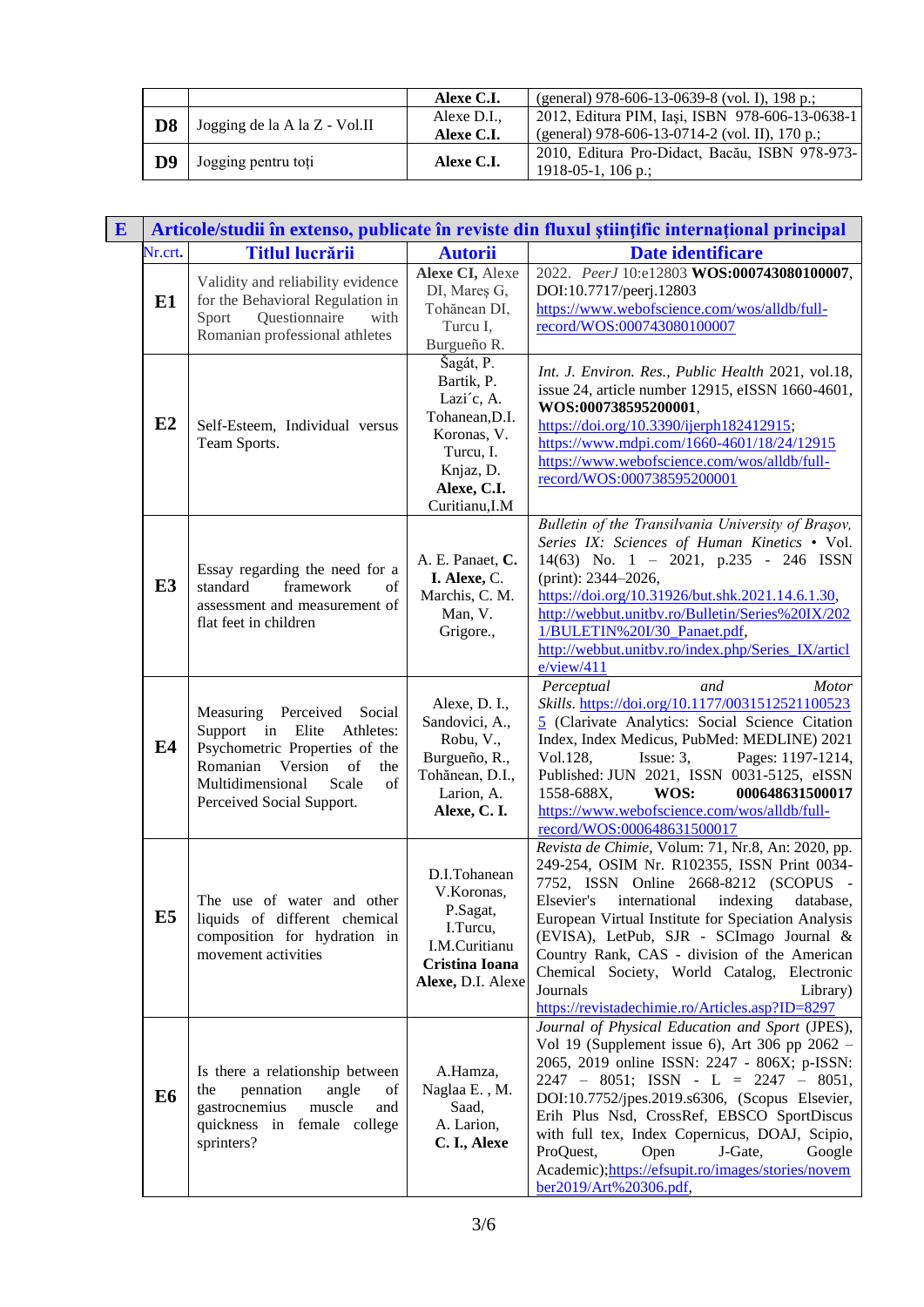| | | | |
|---|---|---|---|
| | | **Alexe C.I.** | (general) 978-606-13-0639-8 (vol. I), 198 p.; |
| **D8** | Jogging de la A la Z - Vol.II | Alexe D.I., **Alexe C.I.** | 2012, Editura PIM, Iași, ISBN 978-606-13-0638-1 (general) 978-606-13-0714-2 (vol. II), 170 p.; |
| **D9** | Jogging pentru toți | **Alexe C.I.** | 2010, Editura Pro-Didact, Bacău, ISBN 978-973-1918-05-1, 106 p.; |

| **E** | **Articole/studii în extenso, publicate în reviste din fluxul științific internațional principal** | | |
|---|---|---|---|
| Nr.crt. | **Titlul lucrării** | **Autorii** | **Date identificare** |
| **E1** | Validity and reliability evidence for the Behavioral Regulation in Sport Questionnaire with Romanian professional athletes | **Alexe CI,** Alexe DI, Mareș G, Tohănean DI, Turcu I, Burgueño R. | 2022. *PeerJ* 10:e12803 **WOS:000743080100007**, DOI:10.7717/peerj.12803 https://www.webofscience.com/wos/alldb/full-record/WOS:000743080100007 |
| **E2** | Self-Esteem, Individual versus Team Sports. | Šagát, P. Bartik, P. Lazi´c, A. Tohanean,D.I. Koronas, V. Turcu, I. Knjaz, D. **Alexe, C.I.** Curitianu,I.M | *Int. J. Environ. Res., Public Health* 2021, vol.18, issue 24, article number 12915, eISSN 1660-4601, **WOS:000738595200001**, https://doi.org/10.3390/ijerph182412915; https://www.mdpi.com/1660-4601/18/24/12915 https://www.webofscience.com/wos/alldb/full-record/WOS:000738595200001 |
| **E3** | Essay regarding the need for a standard framework of assessment and measurement of flat feet in children | A. E. Panaet, **C. I. Alexe,** C. Marchis, C. M. Man, V. Grigore., | *Bulletin of the Transilvania University of Brașov, Series IX: Sciences of Human Kinetics* • Vol. 14(63) No. 1 – 2021, p.235 - 246 ISSN (print): 2344–2026, https://doi.org/10.31926/but.shk.2021.14.6.1.30, http://webbut.unitbv.ro/Bulletin/Series%20IX/2021/BULETIN%20I/30_Panaet.pdf, http://webbut.unitbv.ro/index.php/Series_IX/article/view/411 |
| **E4** | Measuring Perceived Social Support in Elite Athletes: Psychometric Properties of the Romanian Version of the Multidimensional Scale of Perceived Social Support. | Alexe, D. I., Sandovici, A., Robu, V., Burgueño, R., Tohănean, D.I., Larion, A. **Alexe, C. I.** | *Perceptual and Motor Skills*. https://doi.org/10.1177/00315125211005235 (Clarivate Analytics: Social Science Citation Index, Index Medicus, PubMed: MEDLINE) 2021 Vol.128, Issue: 3, Pages: 1197-1214, Published: JUN 2021, ISSN 0031-5125, eISSN 1558-688X, **WOS: 000648631500017** https://www.webofscience.com/wos/alldb/full-record/WOS:000648631500017 |
| **E5** | The use of water and other liquids of different chemical composition for hydration in movement activities | D.I.Tohanean V.Koronas, P.Sagat, I.Turcu, I.M.Curitianu **Cristina Ioana Alexe,** D.I. Alexe | *Revista de Chimie*, Volum: 71, Nr.8, An: 2020, pp. 249-254, OSIM Nr. R102355, ISSN Print 0034-7752, ISSN Online 2668-8212 (SCOPUS - Elsevier's international indexing database, European Virtual Institute for Speciation Analysis (EVISA), LetPub, SJR - SCImago Journal & Country Rank, CAS - division of the American Chemical Society, World Catalog, Electronic Journals Library) https://revistadechimie.ro/Articles.asp?ID=8297 |
| **E6** | Is there a relationship between the pennation angle of gastrocnemius muscle and quickness in female college sprinters? | A.Hamza, Naglaa E. , M. Saad, A. Larion, **C. I., Alexe** | *Journal of Physical Education and Sport* (JPES), Vol 19 (Supplement issue 6), Art 306 pp 2062 – 2065, 2019 online ISSN: 2247 - 806X; p-ISSN: 2247 – 8051; ISSN - L = 2247 – 8051, DOI:10.7752/jpes.2019.s6306, (Scopus Elsevier, Erih Plus Nsd, CrossRef, EBSCO SportDiscus with full tex, Index Copernicus, DOAJ, Scipio, ProQuest, Open J-Gate, Google Academic);https://efsupit.ro/images/stories/november2019/Art%20306.pdf, |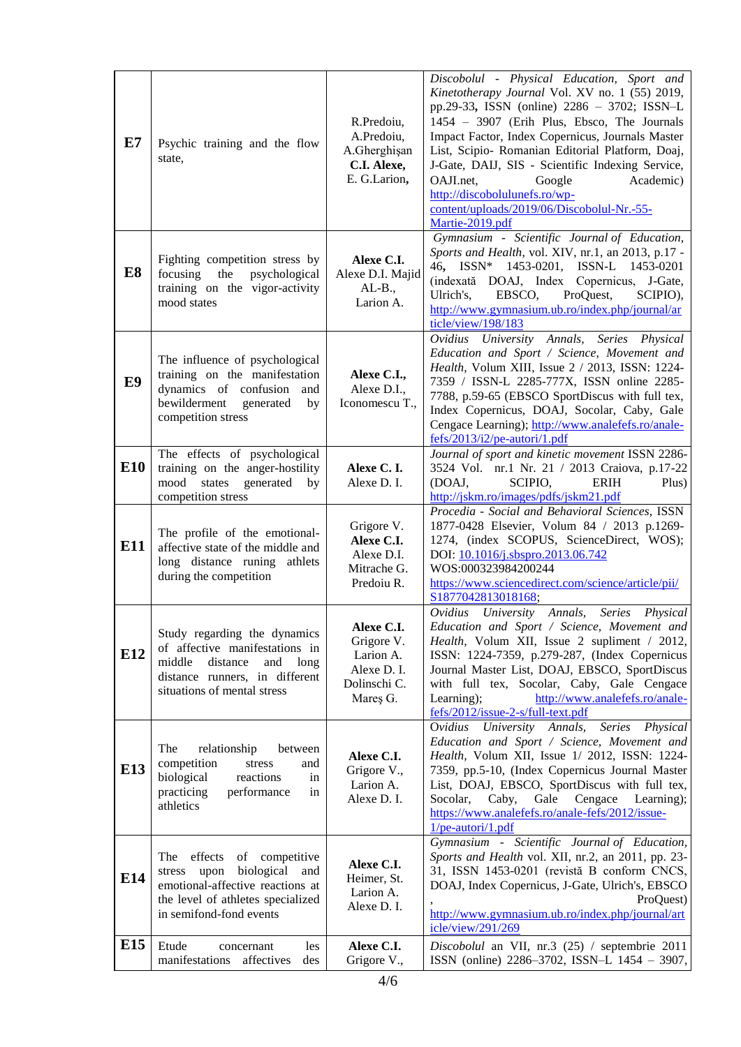| | | | |
|---|---|---|---|
| **E7** | Psychic training and the flow state, | R.Predoiu, A.Predoiu, A.Gherghişan **C.I. Alexe,** E. G.Larion**,** | *Discobolul - Physical Education, Sport and Kinetotherapy Journal* Vol. XV no. 1 (55) 2019, pp.29-33**,** ISSN (online) 2286 – 3702; ISSN–L 1454 – 3907 (Erih Plus, Ebsco, The Journals Impact Factor, Index Copernicus, Journals Master List, Scipio- Romanian Editorial Platform, Doaj, J-Gate, DAIJ, SIS - Scientific Indexing Service, OAJI.net, Google Academic) http://discobolulunefs.ro/wp-content/uploads/2019/06/Discobolul-Nr.-55-Martie-2019.pdf |
| **E8** | Fighting competition stress by focusing the psychological training on the vigor-activity mood states | **Alexe C.I.** Alexe D.I. Majid AL-B., Larion A. | *Gymnasium - Scientific Journal of Education, Sports and Health*, vol. XIV, nr.1, an 2013, p.17 - 46**,** ISSN* 1453-0201, ISSN-L 1453-0201 (indexată DOAJ, Index Copernicus, J-Gate, Ulrich's, EBSCO, ProQuest, SCIPIO), http://www.gymnasium.ub.ro/index.php/journal/article/view/198/183 |
| **E9** | The influence of psychological training on the manifestation dynamics of confusion and bewilderment generated by competition stress | **Alexe C.I.,** Alexe D.I., Iconomescu T., | *Ovidius University Annals, Series Physical Education and Sport / Science, Movement and Health*, Volum XIII, Issue 2 / 2013, ISSN: 1224-7359 / ISSN-L 2285-777X, ISSN online 2285-7788, p.59-65 (EBSCO SportDiscus with full tex, Index Copernicus, DOAJ, Socolar, Caby, Gale Cengace Learning); http://www.analefefs.ro/anale-fefs/2013/i2/pe-autori/1.pdf |
| **E10** | The effects of psychological training on the anger-hostility mood states generated by competition stress | **Alexe C. I.** Alexe D. I. | *Journal of sport and kinetic movement* ISSN 2286-3524 Vol. nr.1 Nr. 21 / 2013 Craiova, p.17-22 (DOAJ, SCIPIO, ERIH Plus) http://jskm.ro/images/pdfs/jskm21.pdf |
| **E11** | The profile of the emotional-affective state of the middle and long distance runing athlets during the competition | Grigore V. **Alexe C.I.** Alexe D.I. Mitrache G. Predoiu R. | *Procedia - Social and Behavioral Sciences*, ISSN 1877-0428 Elsevier, Volum 84 / 2013 p.1269-1274, (index SCOPUS, ScienceDirect, WOS); DOI: 10.1016/j.sbspro.2013.06.742 WOS:000323984200244 https://www.sciencedirect.com/science/article/pii/S1877042813018168; |
| **E12** | Study regarding the dynamics of affective manifestations in middle distance and long distance runners, in different situations of mental stress | **Alexe C.I.** Grigore V. Larion A. Alexe D. I. Dolinschi C. Mareş G. | *Ovidius University Annals, Series Physical Education and Sport / Science, Movement and Health*, Volum XII, Issue 2 supliment / 2012, ISSN: 1224-7359, p.279-287, (Index Copernicus Journal Master List, DOAJ, EBSCO, SportDiscus with full tex, Socolar, Caby, Gale Cengace Learning); http://www.analefefs.ro/anale-fefs/2012/issue-2-s/full-text.pdf |
| **E13** | The relationship between competition stress and biological reactions in practicing performance in athletics | **Alexe C.I.** Grigore V., Larion A. Alexe D. I. | *Ovidius University Annals, Series Physical Education and Sport / Science, Movement and Health*, Volum XII, Issue 1/ 2012, ISSN: 1224-7359, pp.5-10, (Index Copernicus Journal Master List, DOAJ, EBSCO, SportDiscus with full tex, Socolar, Caby, Gale Cengace Learning); https://www.analefefs.ro/anale-fefs/2012/issue-1/pe-autori/1.pdf |
| **E14** | The effects of competitive stress upon biological and emotional-affective reactions at the level of athletes specialized in semifond-fond events | **Alexe C.I.** Heimer, St. Larion A. Alexe D. I. | *Gymnasium - Scientific Journal of Education, Sports and Health* vol. XII, nr.2, an 2011, pp. 23-31, ISSN 1453-0201 (revistă B conform CNCS, DOAJ, Index Copernicus, J-Gate, Ulrich's, EBSCO, ProQuest) http://www.gymnasium.ub.ro/index.php/journal/article/view/291/269 |
| **E15** | Etude concernant les manifestations affectives des | **Alexe C.I.** Grigore V., | *Discobolul* an VII, nr.3 (25) / septembrie 2011 ISSN (online) 2286–3702, ISSN–L 1454 – 3907, |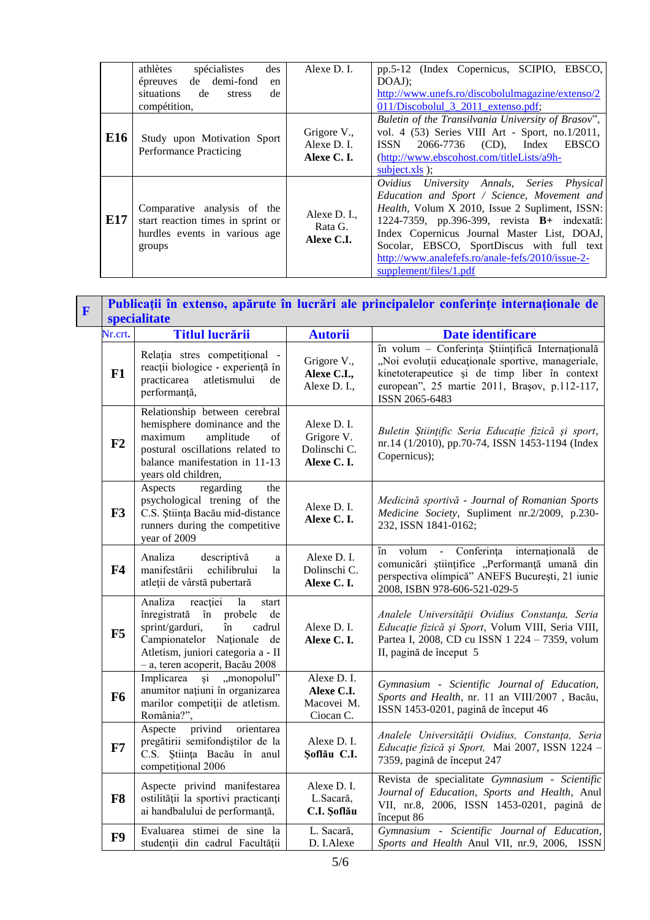| | | | |
|---|---|---|---|
| | athlètes spécialistes des épreuves de demi-fond en situations de stress de compétition, | Alexe D. I. | pp.5-12 (Index Copernicus, SCIPIO, EBSCO, DOAJ); http://www.unefs.ro/discobolulmagazine/extenso/2011/Discobolul_3_2011_extenso.pdf; |
| **E16** | Study upon Motivation Sport Performance Practicing | Grigore V., Alexe D. I. **Alexe C. I.** | *Buletin of the Transilvania University of Brasov*", vol. 4 (53) Series VIII Art - Sport, no.1/2011, ISSN 2066-7736 (CD), Index EBSCO (http://www.ebscohost.com/titleLists/a9h-subject.xls ); |
| **E17** | Comparative analysis of the start reaction times in sprint or hurdles events in various age groups | Alexe D. I., Rata G. **Alexe C.I.** | *Ovidius University Annals, Series Physical Education and Sport / Science, Movement and Health*, Volum X 2010, Issue 2 Supliment, ISSN: 1224-7359, pp.396-399, revista **B+** indexată: Index Copernicus Journal Master List, DOAJ, Socolar, EBSCO, SportDiscus with full text http://www.analefefs.ro/anale-fefs/2010/issue-2-supplement/files/1.pdf |

| **F** | **Publicaţii în extenso, apărute în lucrări ale principalelor conferinţe internaţionale de specialitate** | | |
|---|---|---|---|
| **Nr.crt.** | **Titlul lucrării** | **Autorii** | **Date identificare** |
| **F1** | Relaţia stres competiţional - reacţii biologice - experienţă în practicarea atletismului de performanţă, | Grigore V., **Alexe C.I.,** Alexe D. I., | în volum – Conferinţa Ştiinţifică Internaţională „Noi evoluţii educaţionale sportive, manageriale, kinetoterapeutice şi de timp liber în context european", 25 martie 2011, Braşov, p.112-117, ISSN 2065-6483 |
| **F2** | Relationship between cerebral hemisphere dominance and the maximum amplitude of postural oscillations related to balance manifestation in 11-13 years old children, | Alexe D. I. Grigore V. Dolinschi C. **Alexe C. I.** | *Buletin Ştiinţific Seria Educaţie fizică şi sport*, nr.14 (1/2010), pp.70-74, ISSN 1453-1194 (Index Copernicus); |
| **F3** | Aspects regarding the psychological trening of the C.S. Ştiinţa Bacău mid-distance runners during the competitive year of 2009 | Alexe D. I. **Alexe C. I.** | *Medicină sportivă - Journal of Romanian Sports Medicine Society*, Supliment nr.2/2009, p.230-232, ISSN 1841-0162; |
| **F4** | Analiza descriptivă a manifestării echilibrului la atleţii de vârstă pubertară | Alexe D. I. Dolinschi C. **Alexe C. I.** | în volum - Conferinţa internaţională de comunicări ştiinţifice „Performanţă umană din perspectiva olimpică" ANEFS Bucureşti, 21 iunie 2008, ISBN 978-606-521-029-5 |
| **F5** | Analiza reacţiei la start înregistrată în probele de sprint/garduri, în cadrul Campionatelor Naţionale de Atletism, juniori categoria a - II – a, teren acoperit, Bacău 2008 | Alexe D. I. **Alexe C. I.** | *Analele Universităţii Ovidius Constanţa, Seria Educaţie fizică şi Sport*, Volum VIII, Seria VIII, Partea I, 2008, CD cu ISSN 1 224 – 7359, volum II, pagină de început 5 |
| **F6** | Implicarea şi „monopolul" anumitor naţiuni în organizarea marilor competiţii de atletism. România?", | Alexe D. I. **Alexe C.I.** Macovei M. Ciocan C. | *Gymnasium - Scientific Journal of Education, Sports and Health*, nr. 11 an VIII/2007 , Bacău, ISSN 1453-0201, pagină de început 46 |
| **F7** | Aspecte privind orientarea pregătirii semifondiştilor de la C.S. Ştiinţa Bacău în anul competiţional 2006 | Alexe D. I. **Şoflău C.I.** | *Analele Universităţii Ovidius, Constanţa, Seria Educaţie fizică şi Sport,* Mai 2007, ISSN 1224 – 7359, pagină de început 247 |
| **F8** | Aspecte privind manifestarea ostilităţii la sportivi practicanţi ai handbalului de performanţă, | Alexe D. I. L.Sacară, **C.I. Şoflău** | Revista de specialitate *Gymnasium - Scientific Journal of Education, Sports and Health*, Anul VII, nr.8, 2006, ISSN 1453-0201, pagină de început 86 |
| **F9** | Evaluarea stimei de sine la studenţii din cadrul Facultăţii | L. Sacară, D. I.Alexe | *Gymnasium - Scientific Journal of Education, Sports and Health* Anul VII, nr.9, 2006, ISSN |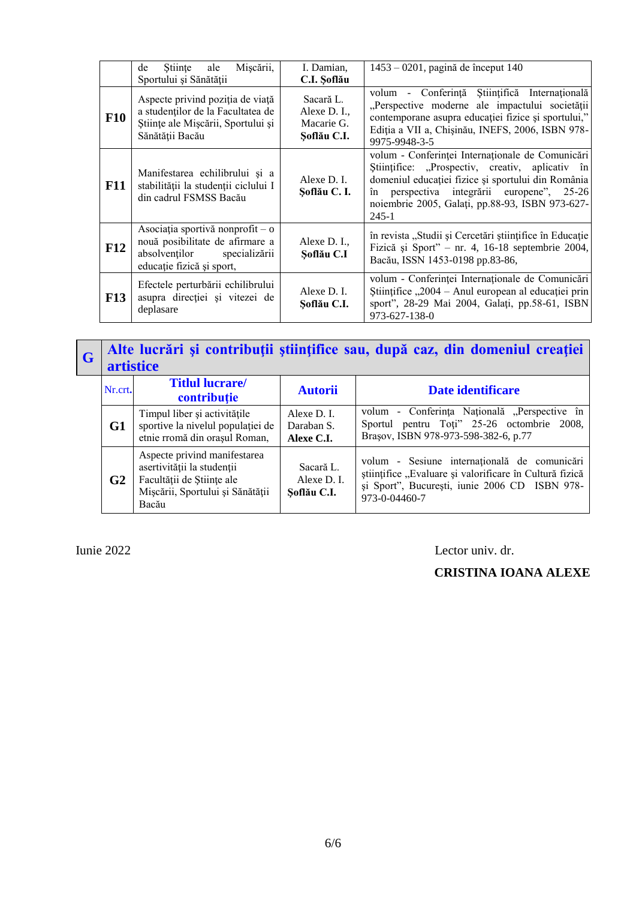| | | | |
|---|---|---|---|
| | de Științe ale Mișcării, Sportului și Sănătății | I. Damian, **C.I. Șofläu** | 1453 – 0201, pagină de început 140 |
| **F10** | Aspecte privind poziția de viață a studenților de la Facultatea de Științe ale Mișcării, Sportului și Sănătății Bacău | Sacară L. Alexe D. I., Macarie G. **Șofläu C.I.** | volum - Conferință Științifică Internațională „Perspective moderne ale impactului societății contemporane asupra educației fizice și sportului," Ediția a VII a, Chișinău, INEFS, 2006, ISBN 978-9975-9948-3-5 |
| **F11** | Manifestarea echilibrului și a stabilității la studenții ciclului I din cadrul FSMSS Bacău | Alexe D. I. **Șofläu C. I.** | volum - Conferinței Internaționale de Comunicări Științifice: „Prospectiv, creativ, aplicativ în domeniul educației fizice și sportului din România în perspectiva integrării europene", 25-26 noiembrie 2005, Galați, pp.88-93, ISBN 973-627-245-1 |
| **F12** | Asociația sportivă nonprofit – o nouă posibilitate de afirmare a absolvenților specializării educație fizică și sport, | Alexe D. I., **Șofläu C.I** | în revista „Studii și Cercetări științifice în Educație Fizică și Sport" – nr. 4, 16-18 septembrie 2004, Bacău, ISSN 1453-0198 pp.83-86, |
| **F13** | Efectele perturbării echilibrului asupra direcției și vitezei de deplasare | Alexe D. I. **Șofläu C.I.** | volum - Conferinței Internaționale de Comunicări Științifice „2004 – Anul european al educației prin sport", 28-29 Mai 2004, Galați, pp.58-61, ISBN 973-627-138-0 |

## G Alte lucrări și contribuții științifice sau, după caz, din domeniul creației artistice

| Nr.crt. | Titlul lucrare/ contribuție | Autorii | Date identificare |
|---|---|---|---|
| **G1** | Timpul liber și activitățile sportive la nivelul populației de etnie rromă din orașul Roman, | Alexe D. I. Daraban S. **Alexe C.I.** | volum - Conferința Națională „Perspective în Sportul pentru Toți" 25-26 octombrie 2008, Brașov, ISBN 978-973-598-382-6, p.77 |
| **G2** | Aspecte privind manifestarea asertivității la studenții Facultății de Științe ale Mișcării, Sportului și Sănătății Bacău | Sacară L. Alexe D. I. **Șofläu C.I.** | volum - Sesiune internațională de comunicări științifice „Evaluare și valorificare în Cultură fizică și Sport", București, iunie 2006 CD ISBN 978-973-0-04460-7 |

Iunie 2022

Lector univ. dr.

**CRISTINA IOANA ALEXE**